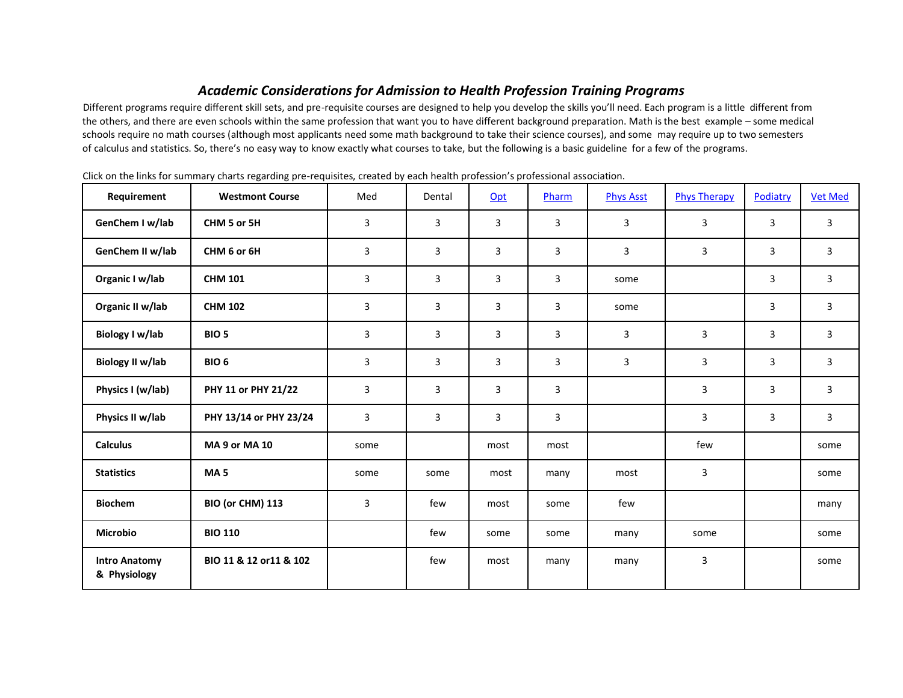## *Academic Considerations for Admission to Health Profession Training Programs*

Different programs require different skill sets, and pre-requisite courses are designed to help you develop the skills you'll need. Each program is a little different from the others, and there are even schools within the same profession that want you to have different background preparation. Math is the best example – some medical schools require no math courses (although most applicants need some math background to take their science courses), and some may require up to two semesters of calculus and statistics. So, there's no easy way to know exactly what courses to take, but the following is a basic guideline for a few of the programs.

Click on the links for summary charts regarding pre-requisites, created by each health profession's professional association.

| Requirement | Westmont Course | Med | Dental | Opt | Pharm | Phys Asst | Phys Therapy | Podiatry | Vet Med |
|---|---|---|---|---|---|---|---|---|---|
| **GenChem I w/lab** | **CHM 5 or 5H** | 3 | 3 | 3 | 3 | 3 | 3 | 3 | 3 |
| **GenChem II w/lab** | **CHM 6 or 6H** | 3 | 3 | 3 | 3 | 3 | 3 | 3 | 3 |
| **Organic I w/lab** | **CHM 101** | 3 | 3 | 3 | 3 | some | | 3 | 3 |
| **Organic II w/lab** | **CHM 102** | 3 | 3 | 3 | 3 | some | | 3 | 3 |
| **Biology I w/lab** | **BIO 5** | 3 | 3 | 3 | 3 | 3 | 3 | 3 | 3 |
| **Biology II w/lab** | **BIO 6** | 3 | 3 | 3 | 3 | 3 | 3 | 3 | 3 |
| **Physics I (w/lab)** | **PHY 11 or PHY 21/22** | 3 | 3 | 3 | 3 | | 3 | 3 | 3 |
| **Physics II w/lab** | **PHY 13/14 or PHY 23/24** | 3 | 3 | 3 | 3 | | 3 | 3 | 3 |
| **Calculus** | **MA 9 or MA 10** | some | | most | most | | few | | some |
| **Statistics** | **MA 5** | some | some | most | many | most | 3 | | some |
| **Biochem** | **BIO (or CHM) 113** | 3 | few | most | some | few | | | many |
| **Microbio** | **BIO 110** | | few | some | some | many | some | | some |
| **Intro Anatomy & Physiology** | **BIO 11 & 12 or11 & 102** | | few | most | many | many | 3 | | some |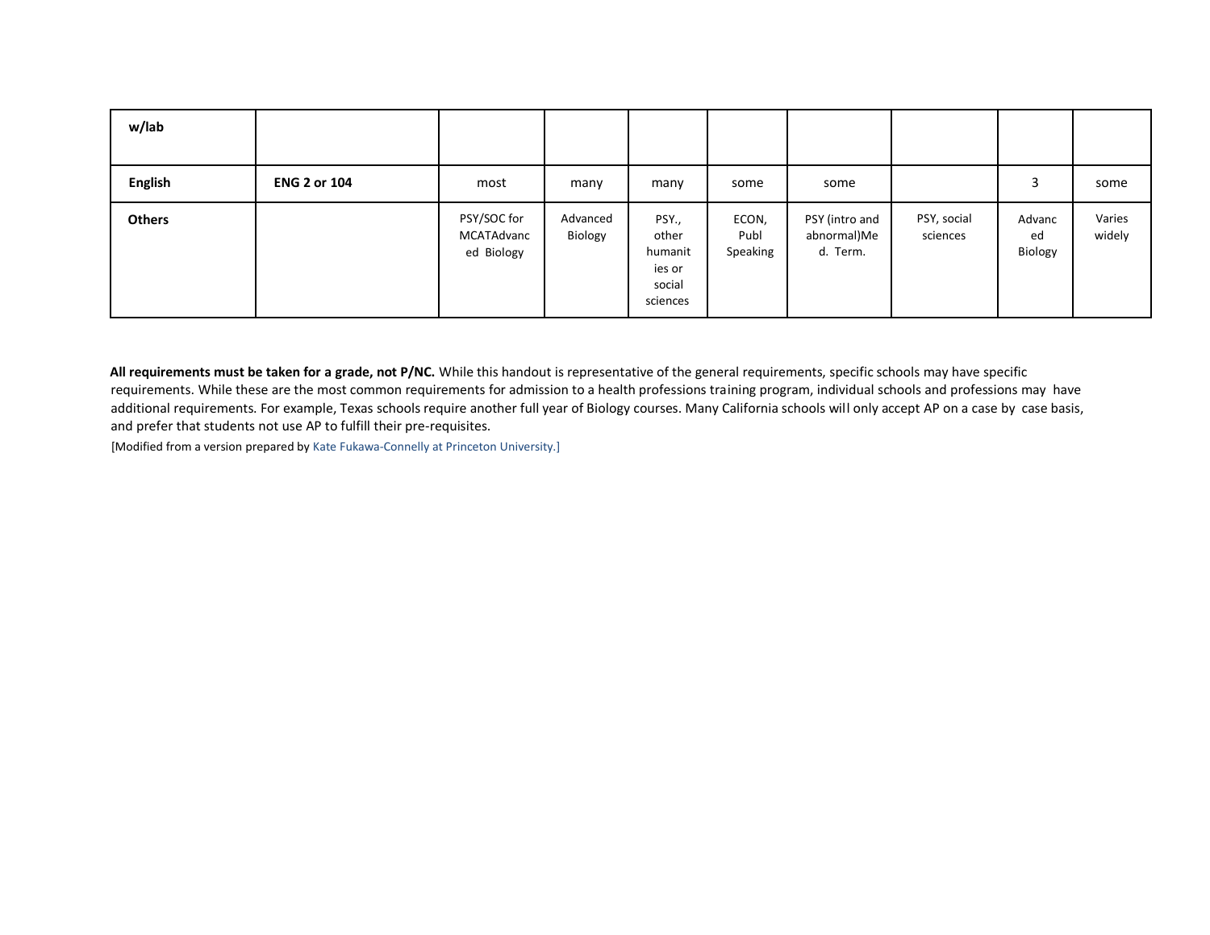| | | | | | | | | | |
|---|---|---|---|---|---|---|---|---|---|
| **w/lab** | | | | | | | | | |
| **English** | **ENG 2 or 104** | most | many | many | some | some | | 3 | some |
| **Others** | | PSY/SOC for MCATAdvanced Biology | Advanced Biology | PSY., other humanities or social sciences | ECON, Publ Speaking | PSY (intro and abnormal)Med. Term. | PSY, social sciences | Advanced Biology | Varies widely |

**All requirements must be taken for a grade, not P/NC.** While this handout is representative of the general requirements, specific schools may have specific requirements. While these are the most common requirements for admission to a health professions training program, individual schools and professions may have additional requirements. For example, Texas schools require another full year of Biology courses. Many California schools will only accept AP on a case by case basis, and prefer that students not use AP to fulfill their pre-requisites.

[Modified from a version prepared by Kate Fukawa-Connelly at Princeton University.]